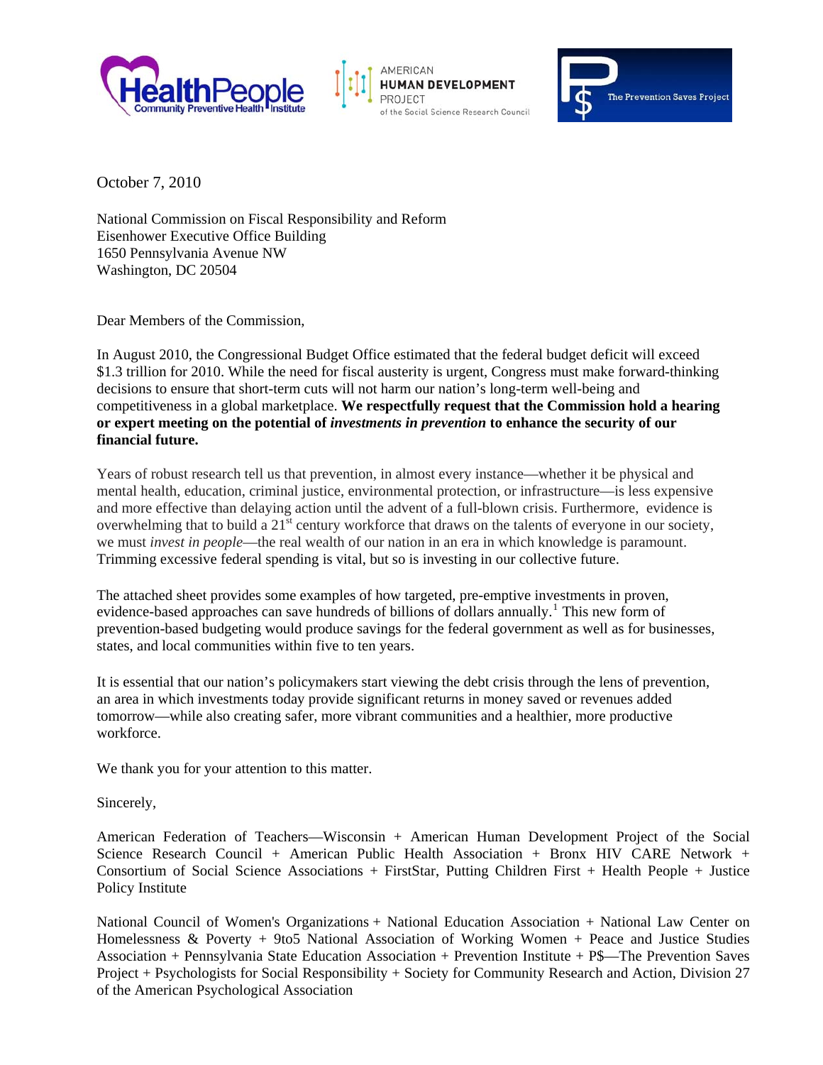October 7, 2010

National Commission on Fiscal Responsibility and Reform
Eisenhower Executive Office Building
1650 Pennsylvania Avenue NW
Washington, DC 20504

Dear Members of the Commission,

In August 2010, the Congressional Budget Office estimated that the federal budget deficit will exceed $1.3 trillion for 2010. While the need for fiscal austerity is urgent, Congress must make forward-thinking decisions to ensure that short-term cuts will not harm our nation's long-term well-being and competitiveness in a global marketplace. **We respectfully request that the Commission hold a hearing or expert meeting on the potential of *investments in prevention* to enhance the security of our financial future.**

Years of robust research tell us that prevention, in almost every instance—whether it be physical and mental health, education, criminal justice, environmental protection, or infrastructure—is less expensive and more effective than delaying action until the advent of a full-blown crisis. Furthermore, evidence is overwhelming that to build a 21st century workforce that draws on the talents of everyone in our society, we must *invest in people*—the real wealth of our nation in an era in which knowledge is paramount. Trimming excessive federal spending is vital, but so is investing in our collective future.

The attached sheet provides some examples of how targeted, pre-emptive investments in proven, evidence-based approaches can save hundreds of billions of dollars annually.[1] This new form of prevention-based budgeting would produce savings for the federal government as well as for businesses, states, and local communities within five to ten years.

It is essential that our nation's policymakers start viewing the debt crisis through the lens of prevention, an area in which investments today provide significant returns in money saved or revenues added tomorrow—while also creating safer, more vibrant communities and a healthier, more productive workforce.

We thank you for your attention to this matter.

Sincerely,

American Federation of Teachers—Wisconsin + American Human Development Project of the Social Science Research Council + American Public Health Association + Bronx HIV CARE Network + Consortium of Social Science Associations + FirstStar, Putting Children First + Health People + Justice Policy Institute

National Council of Women's Organizations + National Education Association + National Law Center on Homelessness & Poverty + 9to5 National Association of Working Women + Peace and Justice Studies Association + Pennsylvania State Education Association + Prevention Institute + P$—The Prevention Saves Project + Psychologists for Social Responsibility + Society for Community Research and Action, Division 27 of the American Psychological Association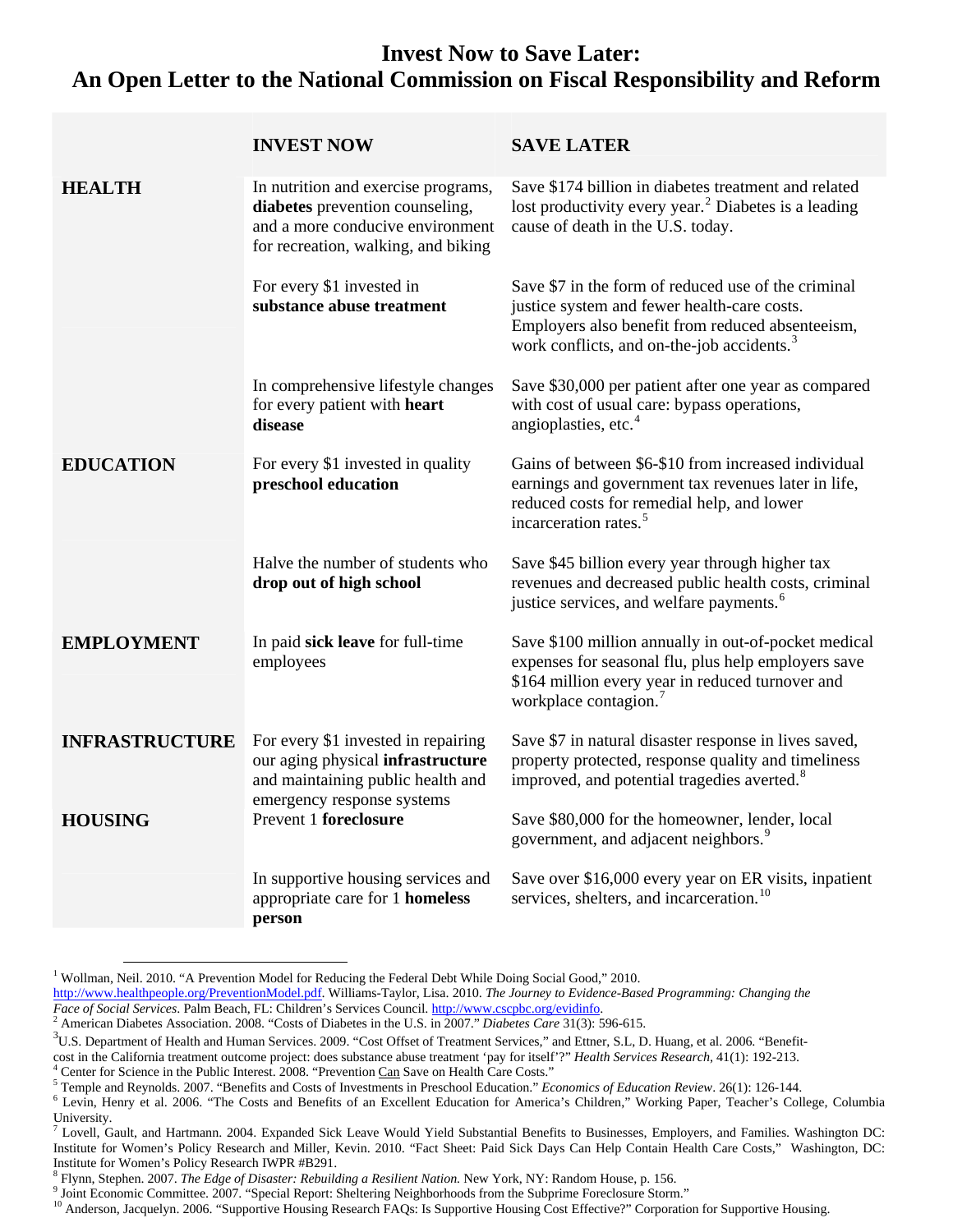# Invest Now to Save Later:
# An Open Letter to the National Commission on Fiscal Responsibility and Reform

| | **INVEST NOW** | **SAVE LATER** |
|---|---|---|
| **HEALTH** | In nutrition and exercise programs, **diabetes** prevention counseling, and a more conducive environment for recreation, walking, and biking | Save $174 billion in diabetes treatment and related lost productivity every year.[2] Diabetes is a leading cause of death in the U.S. today. |
| | For every $1 invested in **substance abuse treatment** | Save $7 in the form of reduced use of the criminal justice system and fewer health-care costs. Employers also benefit from reduced absenteeism, work conflicts, and on-the-job accidents.[3] |
| | In comprehensive lifestyle changes for every patient with **heart disease** | Save $30,000 per patient after one year as compared with cost of usual care: bypass operations, angioplasties, etc.[4] |
| **EDUCATION** | For every $1 invested in quality **preschool education** | Gains of between $6-$10 from increased individual earnings and government tax revenues later in life, reduced costs for remedial help, and lower incarceration rates.[5] |
| | Halve the number of students who **drop out of high school** | Save $45 billion every year through higher tax revenues and decreased public health costs, criminal justice services, and welfare payments.[6] |
| **EMPLOYMENT** | In paid **sick leave** for full-time employees | Save $100 million annually in out-of-pocket medical expenses for seasonal flu, plus help employers save $164 million every year in reduced turnover and workplace contagion.[7] |
| **INFRASTRUCTURE** | For every $1 invested in repairing our aging physical **infrastructure** and maintaining public health and emergency response systems | Save $7 in natural disaster response in lives saved, property protected, response quality and timeliness improved, and potential tragedies averted.[8] |
| **HOUSING** | Prevent 1 **foreclosure** | Save $80,000 for the homeowner, lender, local government, and adjacent neighbors.[9] |
| | In supportive housing services and appropriate care for 1 **homeless person** | Save over $16,000 every year on ER visits, inpatient services, shelters, and incarceration.[10] |

---

[1] Wollman, Neil. 2010. "A Prevention Model for Reducing the Federal Debt While Doing Social Good," 2010. http://www.healthpeople.org/PreventionModel.pdf. Williams-Taylor, Lisa. 2010. *The Journey to Evidence-Based Programming: Changing the Face of Social Services*. Palm Beach, FL: Children's Services Council. http://www.cscpbc.org/evidinfo.

[2] American Diabetes Association. 2008. "Costs of Diabetes in the U.S. in 2007." *Diabetes Care* 31(3): 596-615.

[3] U.S. Department of Health and Human Services. 2009. "Cost Offset of Treatment Services," and Ettner, S.L, D. Huang, et al. 2006. "Benefit-cost in the California treatment outcome project: does substance abuse treatment 'pay for itself'?" *Health Services Research*, 41(1): 192-213.

[4] Center for Science in the Public Interest. 2008. "Prevention Can Save on Health Care Costs."

[5] Temple and Reynolds. 2007. "Benefits and Costs of Investments in Preschool Education." *Economics of Education Review*. 26(1): 126-144.

[6] Levin, Henry et al. 2006. "The Costs and Benefits of an Excellent Education for America's Children," Working Paper, Teacher's College, Columbia University.

[7] Lovell, Gault, and Hartmann. 2004. Expanded Sick Leave Would Yield Substantial Benefits to Businesses, Employers, and Families. Washington DC: Institute for Women's Policy Research and Miller, Kevin. 2010. "Fact Sheet: Paid Sick Days Can Help Contain Health Care Costs," Washington, DC: Institute for Women's Policy Research IWPR #B291.

[8] Flynn, Stephen. 2007. *The Edge of Disaster: Rebuilding a Resilient Nation.* New York, NY: Random House, p. 156.

[9] Joint Economic Committee. 2007. "Special Report: Sheltering Neighborhoods from the Subprime Foreclosure Storm."

[10] Anderson, Jacquelyn. 2006. "Supportive Housing Research FAQs: Is Supportive Housing Cost Effective?" Corporation for Supportive Housing.